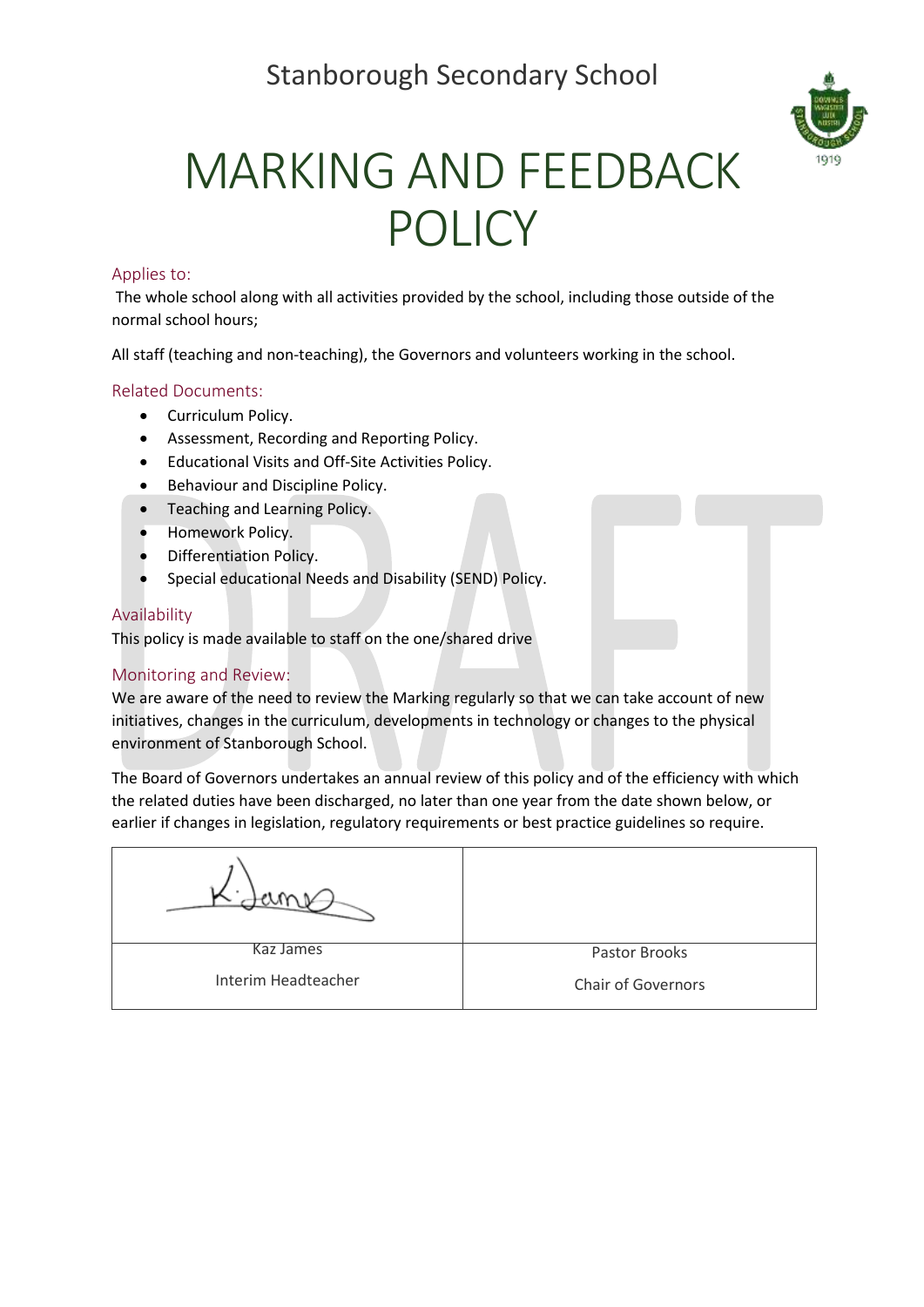Stanborough Secondary School

# MARKING AND FEEDBACK POLICY

## Applies to:

The whole school along with all activities provided by the school, including those outside of the normal school hours;

All staff (teaching and non-teaching), the Governors and volunteers working in the school.

## Related Documents:

- Curriculum Policy.
- Assessment, Recording and Reporting Policy.
- Educational Visits and Off-Site Activities Policy.
- Behaviour and Discipline Policy.
- Teaching and Learning Policy.
- Homework Policy.
- Differentiation Policy.
- Special educational Needs and Disability (SEND) Policy.

## Availability

This policy is made available to staff on the one/shared drive

## Monitoring and Review:

We are aware of the need to review the Marking regularly so that we can take account of new initiatives, changes in the curriculum, developments in technology or changes to the physical environment of Stanborough School.

The Board of Governors undertakes an annual review of this policy and of the efficiency with which the related duties have been discharged, no later than one year from the date shown below, or earlier if changes in legislation, regulatory requirements or best practice guidelines so require.

| K. James | |
|---|---|
| Kaz James<br>Interim Headteacher | Pastor Brooks<br>Chair of Governors |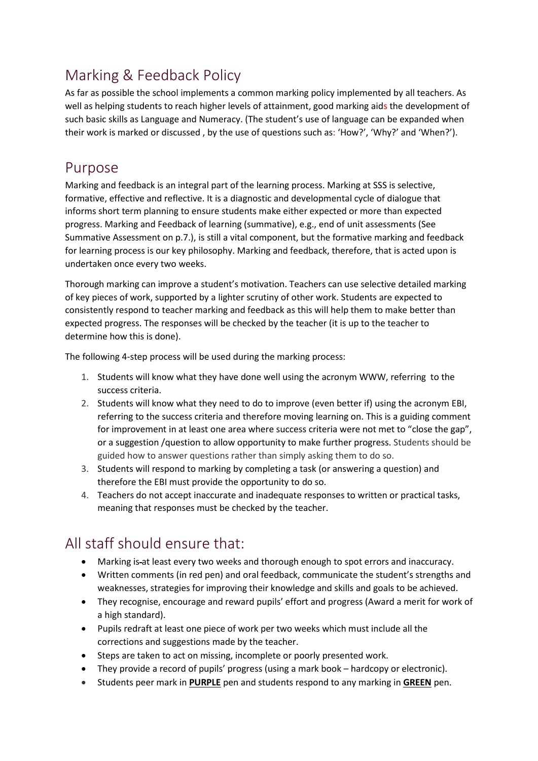# Marking & Feedback Policy

As far as possible the school implements a common marking policy implemented by all teachers. As well as helping students to reach higher levels of attainment, good marking aids the development of such basic skills as Language and Numeracy. (The student's use of language can be expanded when their work is marked or discussed , by the use of questions such as: 'How?', 'Why?' and 'When?').

## Purpose

Marking and feedback is an integral part of the learning process. Marking at SSS is selective, formative, effective and reflective. It is a diagnostic and developmental cycle of dialogue that informs short term planning to ensure students make either expected or more than expected progress. Marking and Feedback of learning (summative), e.g., end of unit assessments (See Summative Assessment on p.7.), is still a vital component, but the formative marking and feedback for learning process is our key philosophy. Marking and feedback, therefore, that is acted upon is undertaken once every two weeks.

Thorough marking can improve a student's motivation. Teachers can use selective detailed marking of key pieces of work, supported by a lighter scrutiny of other work. Students are expected to consistently respond to teacher marking and feedback as this will help them to make better than expected progress. The responses will be checked by the teacher (it is up to the teacher to determine how this is done).

The following 4-step process will be used during the marking process:

1. Students will know what they have done well using the acronym WWW, referring to the success criteria.
2. Students will know what they need to do to improve (even better if) using the acronym EBI, referring to the success criteria and therefore moving learning on. This is a guiding comment for improvement in at least one area where success criteria were not met to "close the gap", or a suggestion /question to allow opportunity to make further progress. Students should be guided how to answer questions rather than simply asking them to do so.
3. Students will respond to marking by completing a task (or answering a question) and therefore the EBI must provide the opportunity to do so.
4. Teachers do not accept inaccurate and inadequate responses to written or practical tasks, meaning that responses must be checked by the teacher.

## All staff should ensure that:

- Marking is at least every two weeks and thorough enough to spot errors and inaccuracy.
- Written comments (in red pen) and oral feedback, communicate the student's strengths and weaknesses, strategies for improving their knowledge and skills and goals to be achieved.
- They recognise, encourage and reward pupils' effort and progress (Award a merit for work of a high standard).
- Pupils redraft at least one piece of work per two weeks which must include all the corrections and suggestions made by the teacher.
- Steps are taken to act on missing, incomplete or poorly presented work.
- They provide a record of pupils' progress (using a mark book – hardcopy or electronic).
- Students peer mark in **PURPLE** pen and students respond to any marking in **GREEN** pen.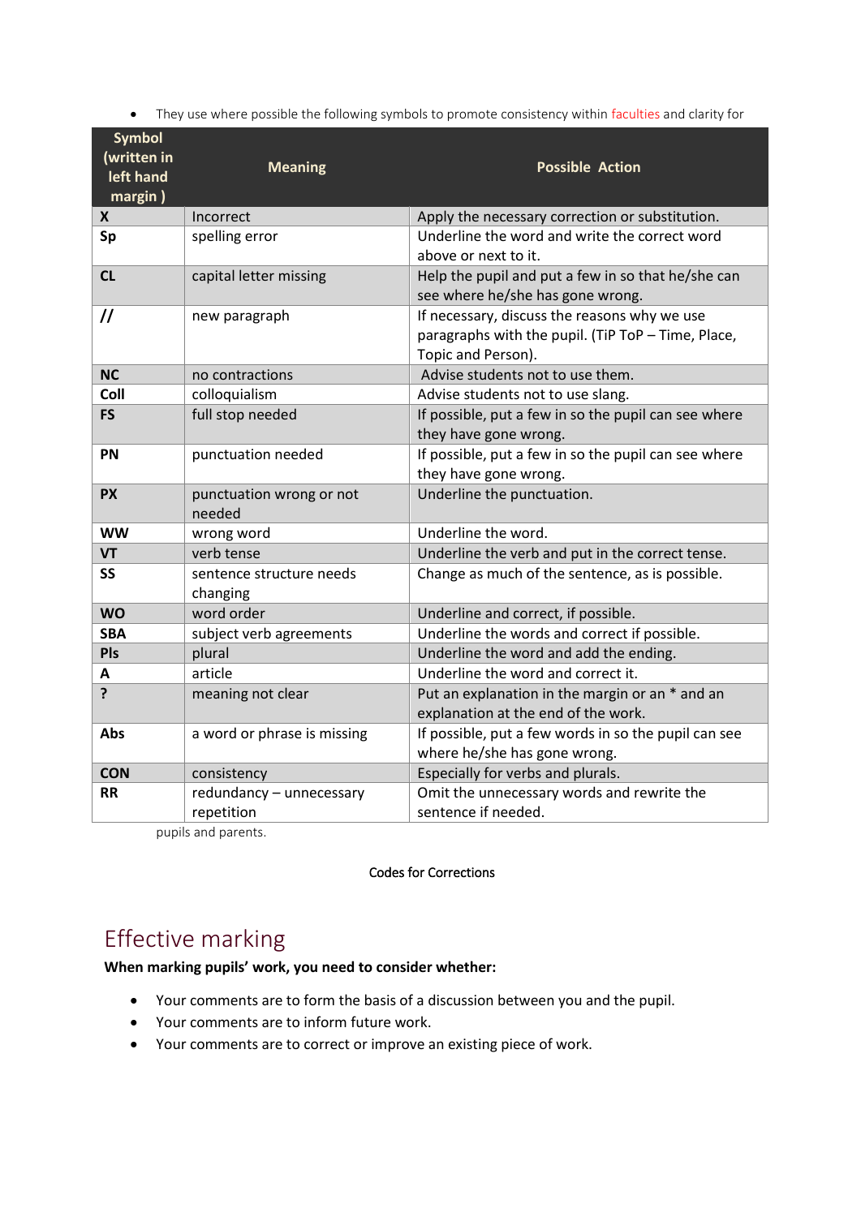- They use where possible the following symbols to promote consistency within faculties and clarity for pupils and parents.

| Symbol (written in left hand margin ) | Meaning | Possible Action |
|---|---|---|
| **X** | Incorrect | Apply the necessary correction or substitution. |
| **Sp** | spelling error | Underline the word and write the correct word above or next to it. |
| **CL** | capital letter missing | Help the pupil and put a few in so that he/she can see where he/she has gone wrong. |
| **//** | new paragraph | If necessary, discuss the reasons why we use paragraphs with the pupil. (TiP ToP – Time, Place, Topic and Person). |
| **NC** | no contractions | Advise students not to use them. |
| **Coll** | colloquialism | Advise students not to use slang. |
| **FS** | full stop needed | If possible, put a few in so the pupil can see where they have gone wrong. |
| **PN** | punctuation needed | If possible, put a few in so the pupil can see where they have gone wrong. |
| **PX** | punctuation wrong or not needed | Underline the punctuation. |
| **WW** | wrong word | Underline the word. |
| **VT** | verb tense | Underline the verb and put in the correct tense. |
| **SS** | sentence structure needs changing | Change as much of the sentence, as is possible. |
| **WO** | word order | Underline and correct, if possible. |
| **SBA** | subject verb agreements | Underline the words and correct if possible. |
| **Pls** | plural | Underline the word and add the ending. |
| **A** | article | Underline the word and correct it. |
| **?** | meaning not clear | Put an explanation in the margin or an * and an explanation at the end of the work. |
| **Abs** | a word or phrase is missing | If possible, put a few words in so the pupil can see where he/she has gone wrong. |
| **CON** | consistency | Especially for verbs and plurals. |
| **RR** | redundancy – unnecessary repetition | Omit the unnecessary words and rewrite the sentence if needed. |

Codes for Corrections

## Effective marking

**When marking pupils' work, you need to consider whether:**

- Your comments are to form the basis of a discussion between you and the pupil.
- Your comments are to inform future work.
- Your comments are to correct or improve an existing piece of work.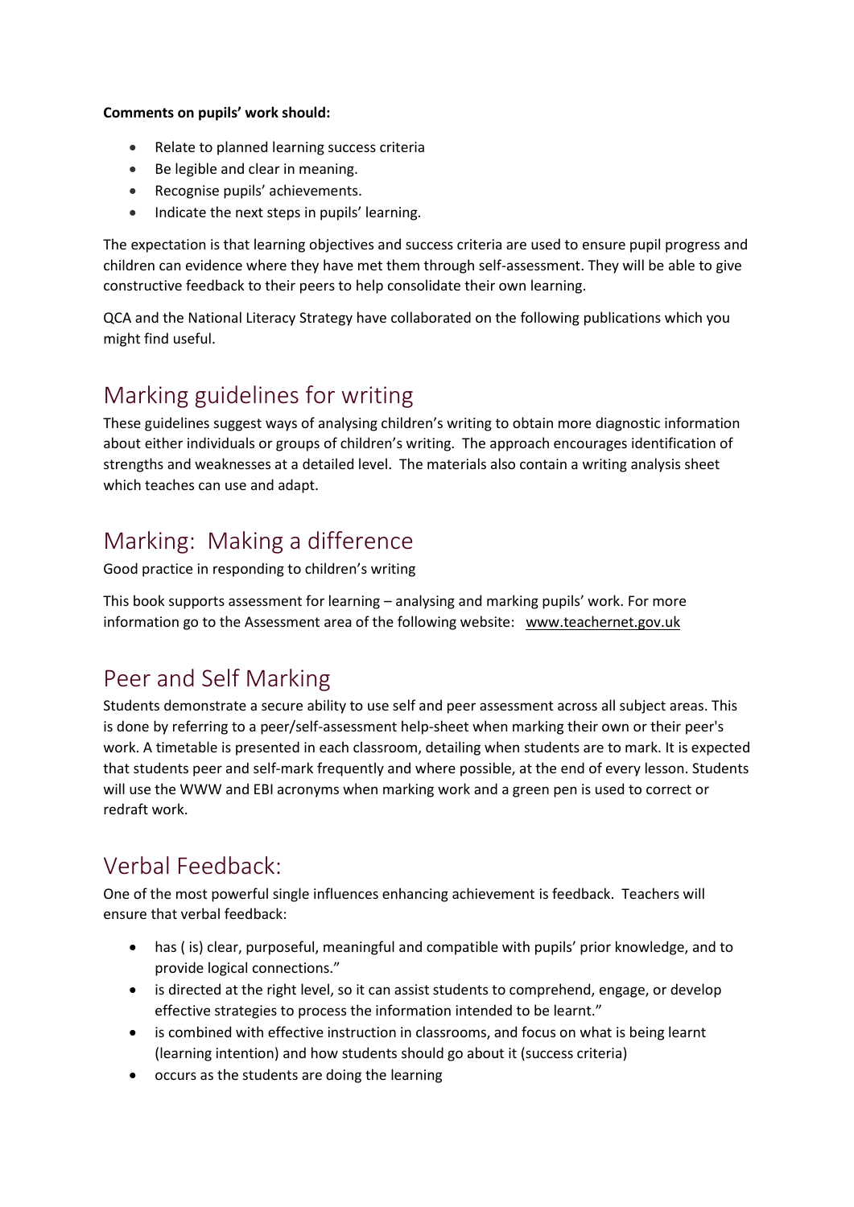**Comments on pupils' work should:**

- Relate to planned learning success criteria
- Be legible and clear in meaning.
- Recognise pupils' achievements.
- Indicate the next steps in pupils' learning.

The expectation is that learning objectives and success criteria are used to ensure pupil progress and children can evidence where they have met them through self-assessment. They will be able to give constructive feedback to their peers to help consolidate their own learning.

QCA and the National Literacy Strategy have collaborated on the following publications which you might find useful.

## Marking guidelines for writing

These guidelines suggest ways of analysing children's writing to obtain more diagnostic information about either individuals or groups of children's writing. The approach encourages identification of strengths and weaknesses at a detailed level. The materials also contain a writing analysis sheet which teaches can use and adapt.

## Marking: Making a difference

Good practice in responding to children's writing

This book supports assessment for learning – analysing and marking pupils' work. For more information go to the Assessment area of the following website: www.teachernet.gov.uk

## Peer and Self Marking

Students demonstrate a secure ability to use self and peer assessment across all subject areas. This is done by referring to a peer/self-assessment help-sheet when marking their own or their peer's work. A timetable is presented in each classroom, detailing when students are to mark. It is expected that students peer and self-mark frequently and where possible, at the end of every lesson. Students will use the WWW and EBI acronyms when marking work and a green pen is used to correct or redraft work.

## Verbal Feedback:

One of the most powerful single influences enhancing achievement is feedback. Teachers will ensure that verbal feedback:

- has ( is) clear, purposeful, meaningful and compatible with pupils' prior knowledge, and to provide logical connections."
- is directed at the right level, so it can assist students to comprehend, engage, or develop effective strategies to process the information intended to be learnt."
- is combined with effective instruction in classrooms, and focus on what is being learnt (learning intention) and how students should go about it (success criteria)
- occurs as the students are doing the learning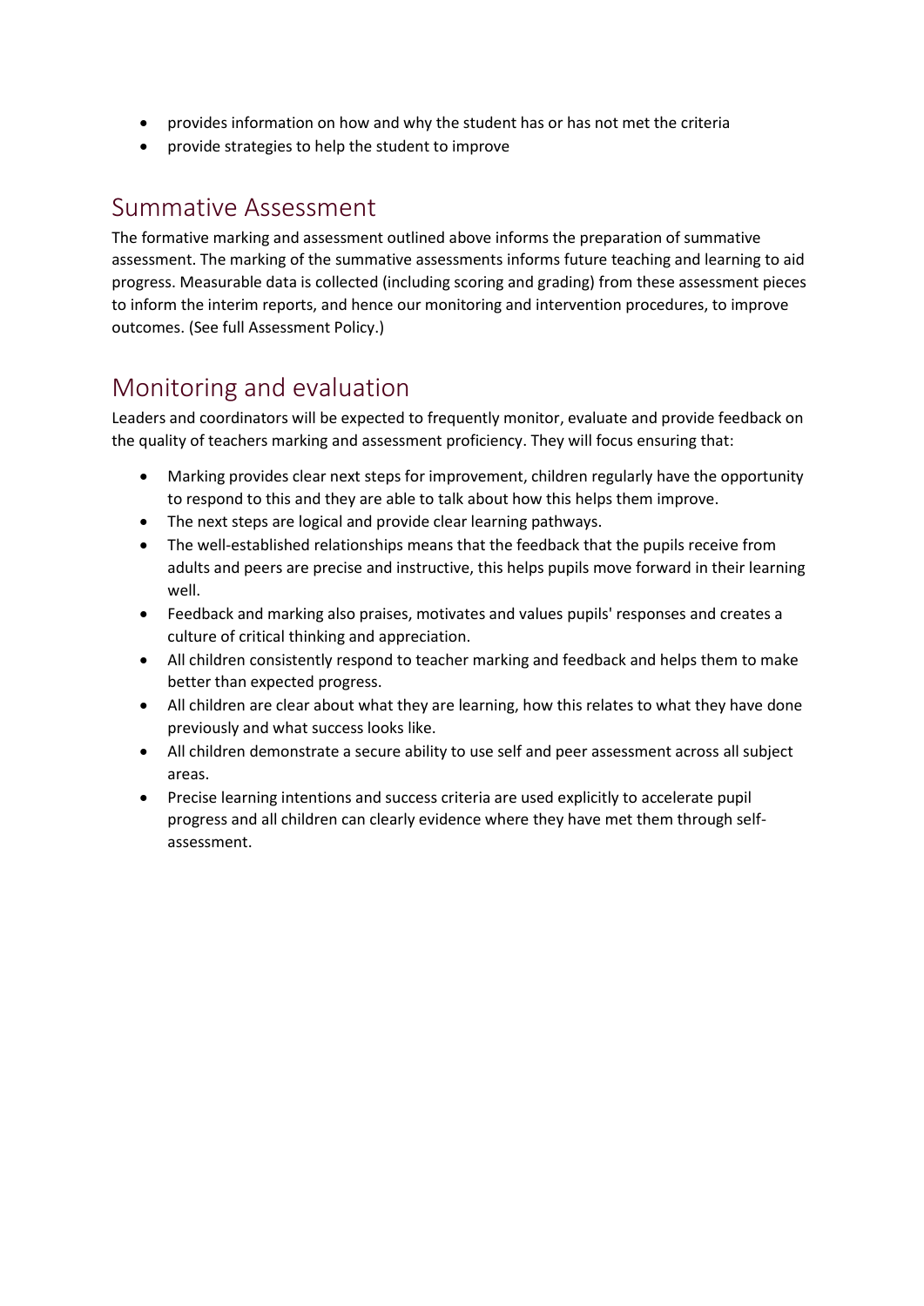- provides information on how and why the student has or has not met the criteria
- provide strategies to help the student to improve

## Summative Assessment

The formative marking and assessment outlined above informs the preparation of summative assessment. The marking of the summative assessments informs future teaching and learning to aid progress. Measurable data is collected (including scoring and grading) from these assessment pieces to inform the interim reports, and hence our monitoring and intervention procedures, to improve outcomes. (See full Assessment Policy.)

## Monitoring and evaluation

Leaders and coordinators will be expected to frequently monitor, evaluate and provide feedback on the quality of teachers marking and assessment proficiency. They will focus ensuring that:

- Marking provides clear next steps for improvement, children regularly have the opportunity to respond to this and they are able to talk about how this helps them improve.
- The next steps are logical and provide clear learning pathways.
- The well-established relationships means that the feedback that the pupils receive from adults and peers are precise and instructive, this helps pupils move forward in their learning well.
- Feedback and marking also praises, motivates and values pupils' responses and creates a culture of critical thinking and appreciation.
- All children consistently respond to teacher marking and feedback and helps them to make better than expected progress.
- All children are clear about what they are learning, how this relates to what they have done previously and what success looks like.
- All children demonstrate a secure ability to use self and peer assessment across all subject areas.
- Precise learning intentions and success criteria are used explicitly to accelerate pupil progress and all children can clearly evidence where they have met them through self-assessment.